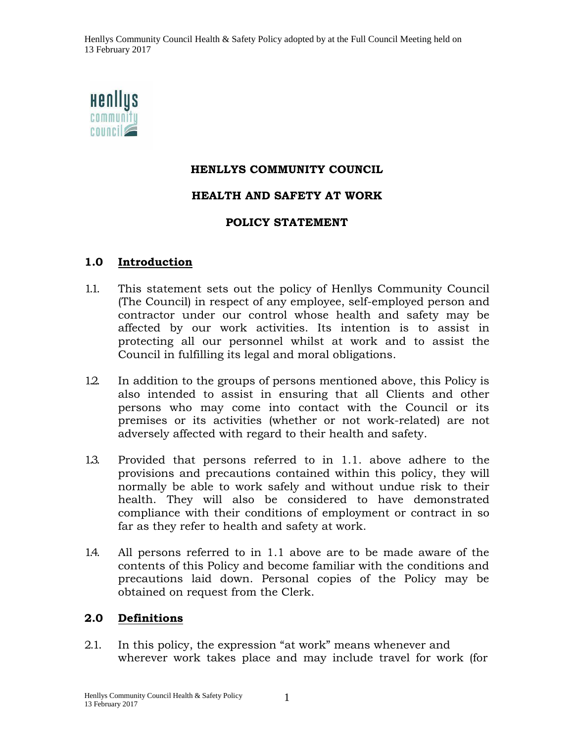# HENLLYS COMMUNITY COUNCIL

# HEALTH AND SAFETY AT WORK

# POLICY STATEMENT

## 1.0 Introduction

1.1. This statement sets out the policy of Henllys Community Council (The Council) in respect of any employee, self-employed person and contractor under our control whose health and safety may be affected by our work activities. Its intention is to assist in protecting all our personnel whilst at work and to assist the Council in fulfilling its legal and moral obligations.

1.2. In addition to the groups of persons mentioned above, this Policy is also intended to assist in ensuring that all Clients and other persons who may come into contact with the Council or its premises or its activities (whether or not work-related) are not adversely affected with regard to their health and safety.

1.3. Provided that persons referred to in 1.1. above adhere to the provisions and precautions contained within this policy, they will normally be able to work safely and without undue risk to their health. They will also be considered to have demonstrated compliance with their conditions of employment or contract in so far as they refer to health and safety at work.

1.4. All persons referred to in 1.1 above are to be made aware of the contents of this Policy and become familiar with the conditions and precautions laid down. Personal copies of the Policy may be obtained on request from the Clerk.

## 2.0 Definitions

2.1. In this policy, the expression "at work" means whenever and wherever work takes place and may include travel for work (for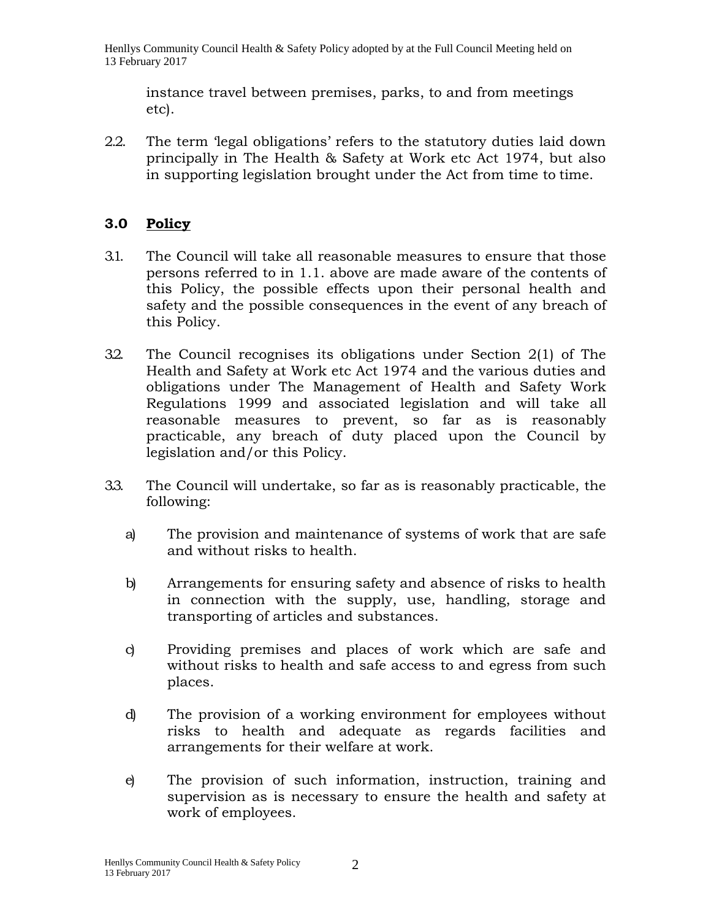instance travel between premises, parks, to and from meetings etc).

2.2. The term 'legal obligations' refers to the statutory duties laid down principally in The Health & Safety at Work etc Act 1974, but also in supporting legislation brought under the Act from time to time.

## 3.0 Policy

3.1. The Council will take all reasonable measures to ensure that those persons referred to in 1.1. above are made aware of the contents of this Policy, the possible effects upon their personal health and safety and the possible consequences in the event of any breach of this Policy.

3.2. The Council recognises its obligations under Section 2(1) of The Health and Safety at Work etc Act 1974 and the various duties and obligations under The Management of Health and Safety Work Regulations 1999 and associated legislation and will take all reasonable measures to prevent, so far as is reasonably practicable, any breach of duty placed upon the Council by legislation and/or this Policy.

3.3. The Council will undertake, so far as is reasonably practicable, the following:

a) The provision and maintenance of systems of work that are safe and without risks to health.

b) Arrangements for ensuring safety and absence of risks to health in connection with the supply, use, handling, storage and transporting of articles and substances.

c) Providing premises and places of work which are safe and without risks to health and safe access to and egress from such places.

d) The provision of a working environment for employees without risks to health and adequate as regards facilities and arrangements for their welfare at work.

e) The provision of such information, instruction, training and supervision as is necessary to ensure the health and safety at work of employees.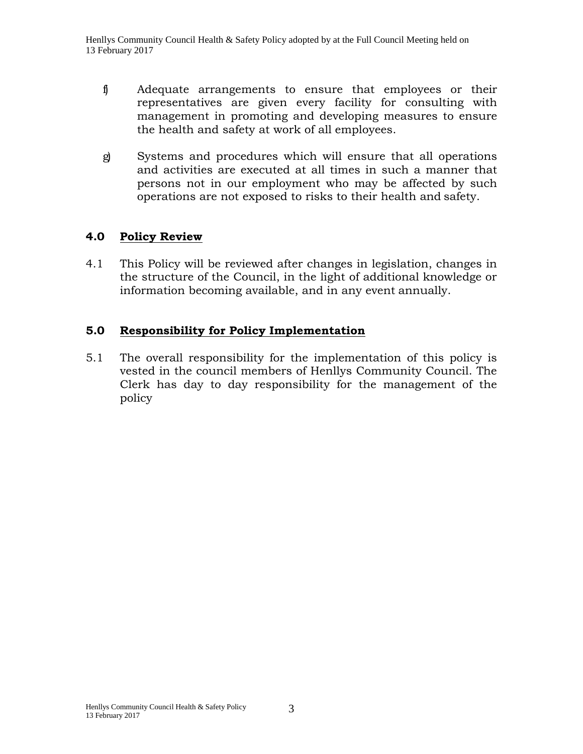f) Adequate arrangements to ensure that employees or their representatives are given every facility for consulting with management in promoting and developing measures to ensure the health and safety at work of all employees.

g) Systems and procedures which will ensure that all operations and activities are executed at all times in such a manner that persons not in our employment who may be affected by such operations are not exposed to risks to their health and safety.

## 4.0 Policy Review

4.1 This Policy will be reviewed after changes in legislation, changes in the structure of the Council, in the light of additional knowledge or information becoming available, and in any event annually.

## 5.0 Responsibility for Policy Implementation

5.1 The overall responsibility for the implementation of this policy is vested in the council members of Henllys Community Council. The Clerk has day to day responsibility for the management of the policy